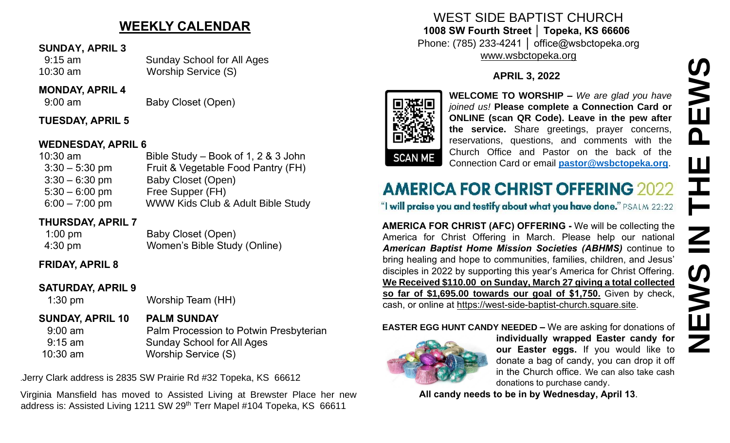## WEEKLY CALENDAR

**SUNDAY, APRIL 3**

9:15 am — Sunday School for All Ages
10:30 am — Worship Service (S)

**MONDAY, APRIL 4**

9:00 am — Baby Closet (Open)

**TUESDAY, APRIL 5**

**WEDNESDAY, APRIL 6**

10:30 am — Bible Study – Book of 1, 2 & 3 John
3:30 – 5:30 pm — Fruit & Vegetable Food Pantry (FH)
3:30 – 6:30 pm — Baby Closet (Open)
5:30 – 6:00 pm — Free Supper (FH)
6:00 – 7:00 pm — WWW Kids Club & Adult Bible Study

**THURSDAY, APRIL 7**

1:00 pm — Baby Closet (Open)
4:30 pm — Women's Bible Study (Online)

**FRIDAY, APRIL 8**

**SATURDAY, APRIL 9**

1:30 pm — Worship Team (HH)

**SUNDAY, APRIL 10** — **PALM SUNDAY**

9:00 am — Palm Procession to Potwin Presbyterian
9:15 am — Sunday School for All Ages
10:30 am — Worship Service (S)

.Jerry Clark address is 2835 SW Prairie Rd #32 Topeka, KS 66612

Virginia Mansfield has moved to Assisted Living at Brewster Place her new address is: Assisted Living 1211 SW 29th Terr Mapel #104 Topeka, KS 66611

# WEST SIDE BAPTIST CHURCH

**1008 SW Fourth Street │ Topeka, KS 66606**
Phone: (785) 233-4241 │ office@wsbctopeka.org
www.wsbctopeka.org

**APRIL 3, 2022**

# NEWS IN THE PEWS

SCAN ME

**WELCOME TO WORSHIP –** *We are glad you have joined us!* **Please complete a Connection Card or ONLINE (scan QR Code). Leave in the pew after the service.** Share greetings, prayer concerns, reservations, questions, and comments with the Church Office and Pastor on the back of the Connection Card or email **pastor@wsbctopeka.org**.

## AMERICA FOR CHRIST OFFERING 2022

"I will praise you and testify about what you have done." PSALM 22:22

**AMERICA FOR CHRIST (AFC) OFFERING -** We will be collecting the America for Christ Offering in March. Please help our national ***American Baptist Home Mission Societies (ABHMS)*** continue to bring healing and hope to communities, families, children, and Jesus' disciples in 2022 by supporting this year's America for Christ Offering. **We Received $110.00 on Sunday, March 27 giving a total collected so far of $1,695.00 towards our goal of $1,750.** Given by check, cash, or online at https://west-side-baptist-church.square.site.

**EASTER EGG HUNT CANDY NEEDED –** We are asking for donations of **individually wrapped Easter candy for our Easter eggs.** If you would like to donate a bag of candy, you can drop it off in the Church office. We can also take cash donations to purchase candy.

**All candy needs to be in by Wednesday, April 13**.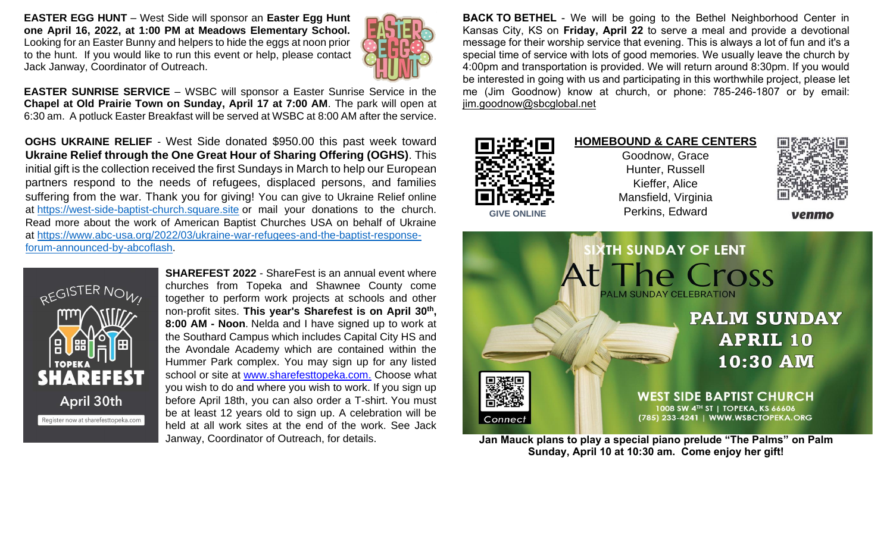**EASTER EGG HUNT** – West Side will sponsor an **Easter Egg Hunt one April 16, 2022, at 1:00 PM at Meadows Elementary School.** Looking for an Easter Bunny and helpers to hide the eggs at noon prior to the hunt. If you would like to run this event or help, please contact Jack Janway, Coordinator of Outreach.

**EASTER SUNRISE SERVICE** – WSBC will sponsor a Easter Sunrise Service in the **Chapel at Old Prairie Town on Sunday, April 17 at 7:00 AM**. The park will open at 6:30 am. A potluck Easter Breakfast will be served at WSBC at 8:00 AM after the service.

**OGHS UKRAINE RELIEF** - West Side donated $950.00 this past week toward **Ukraine Relief through the One Great Hour of Sharing Offering (OGHS)**. This initial gift is the collection received the first Sundays in March to help our European partners respond to the needs of refugees, displaced persons, and families suffering from the war. Thank you for giving! You can give to Ukraine Relief online at https://west-side-baptist-church.square.site or mail your donations to the church. Read more about the work of American Baptist Churches USA on behalf of Ukraine at https://www.abc-usa.org/2022/03/ukraine-war-refugees-and-the-baptist-response-forum-announced-by-abcoflash.

REGISTER NOW! TOPEKA SHAREFEST April 30th Register now at sharefesttopeka.com

**SHAREFEST 2022** - ShareFest is an annual event where churches from Topeka and Shawnee County come together to perform work projects at schools and other non-profit sites. **This year's Sharefest is on April 30th, 8:00 AM - Noon**. Nelda and I have signed up to work at the Southard Campus which includes Capital City HS and the Avondale Academy which are contained within the Hummer Park complex. You may sign up for any listed school or site at www.sharefesttopeka.com. Choose what you wish to do and where you wish to work. If you sign up before April 18th, you can also order a T-shirt. You must be at least 12 years old to sign up. A celebration will be held at all work sites at the end of the work. See Jack Janway, Coordinator of Outreach, for details.

**BACK TO BETHEL** - We will be going to the Bethel Neighborhood Center in Kansas City, KS on **Friday, April 22** to serve a meal and provide a devotional message for their worship service that evening. This is always a lot of fun and it's a special time of service with lots of good memories. We usually leave the church by 4:00pm and transportation is provided. We will return around 8:30pm. If you would be interested in going with us and participating in this worthwhile project, please let me (Jim Goodnow) know at church, or phone: 785-246-1807 or by email: jim.goodnow@sbcglobal.net

GIVE ONLINE

**HOMEBOUND & CARE CENTERS**

Goodnow, Grace
Hunter, Russell
Kieffer, Alice
Mansfield, Virginia
Perkins, Edward

venmo

SIXTH SUNDAY OF LENT

At The Cross

PALM SUNDAY CELEBRATION

**PALM SUNDAY APRIL 10 10:30 AM**

Connect

WEST SIDE BAPTIST CHURCH
1008 SW 4TH ST | TOPEKA, KS 66606
(785) 233-4241 | WWW.WSBCTOPEKA.ORG

**Jan Mauck plans to play a special piano prelude "The Palms" on Palm Sunday, April 10 at 10:30 am. Come enjoy her gift!**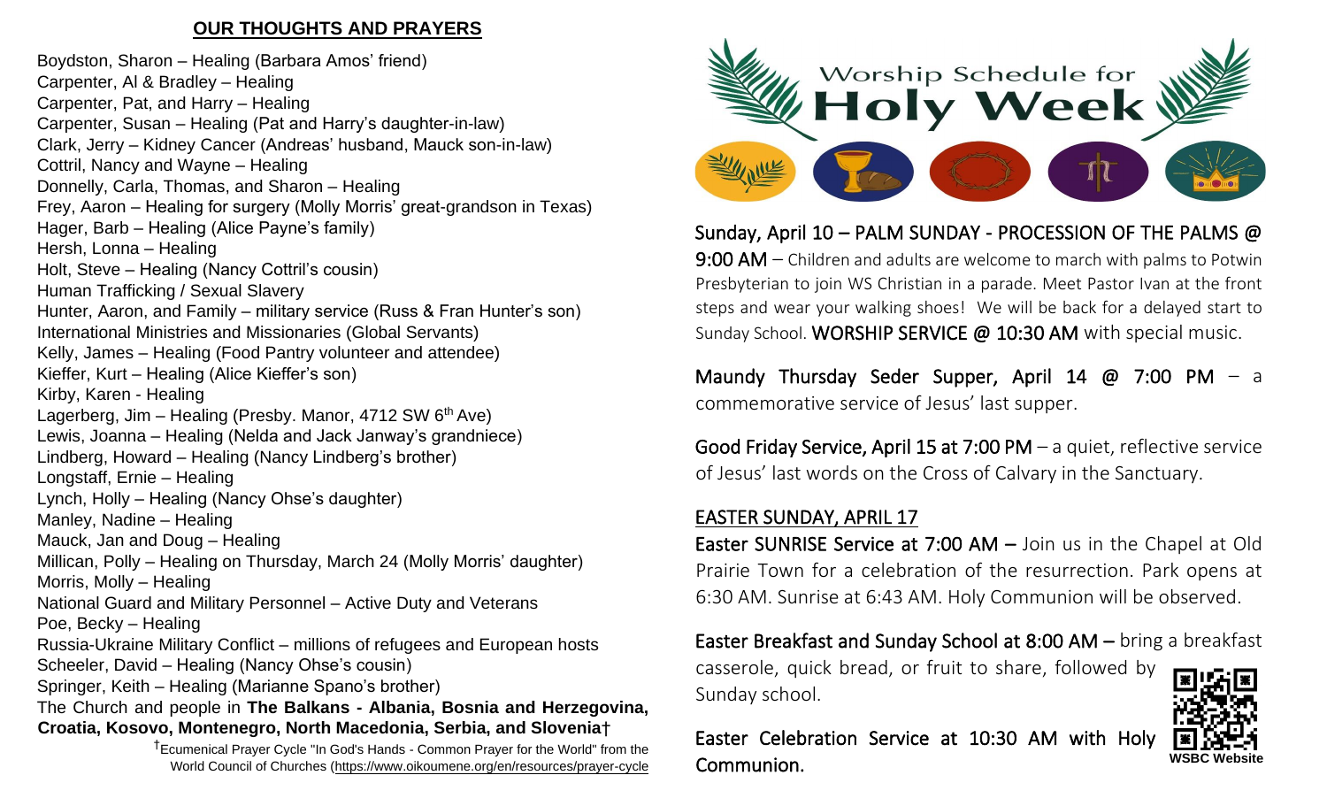## OUR THOUGHTS AND PRAYERS

Boydston, Sharon – Healing (Barbara Amos' friend)
Carpenter, Al & Bradley – Healing
Carpenter, Pat, and Harry – Healing
Carpenter, Susan – Healing (Pat and Harry's daughter-in-law)
Clark, Jerry – Kidney Cancer (Andreas' husband, Mauck son-in-law)
Cottril, Nancy and Wayne – Healing
Donnelly, Carla, Thomas, and Sharon – Healing
Frey, Aaron – Healing for surgery (Molly Morris' great-grandson in Texas)
Hager, Barb – Healing (Alice Payne's family)
Hersh, Lonna – Healing
Holt, Steve – Healing (Nancy Cottril's cousin)
Human Trafficking / Sexual Slavery
Hunter, Aaron, and Family – military service (Russ & Fran Hunter's son)
International Ministries and Missionaries (Global Servants)
Kelly, James – Healing (Food Pantry volunteer and attendee)
Kieffer, Kurt – Healing (Alice Kieffer's son)
Kirby, Karen - Healing
Lagerberg, Jim – Healing (Presby. Manor, 4712 SW 6th Ave)
Lewis, Joanna – Healing (Nelda and Jack Janway's grandniece)
Lindberg, Howard – Healing (Nancy Lindberg's brother)
Longstaff, Ernie – Healing
Lynch, Holly – Healing (Nancy Ohse's daughter)
Manley, Nadine – Healing
Mauck, Jan and Doug – Healing
Millican, Polly – Healing on Thursday, March 24 (Molly Morris' daughter)
Morris, Molly – Healing
National Guard and Military Personnel – Active Duty and Veterans
Poe, Becky – Healing
Russia-Ukraine Military Conflict – millions of refugees and European hosts
Scheeler, David – Healing (Nancy Ohse's cousin)
Springer, Keith – Healing (Marianne Spano's brother)
The Church and people in **The Balkans - Albania, Bosnia and Herzegovina, Croatia, Kosovo, Montenegro, North Macedonia, Serbia, and Slovenia†**

†Ecumenical Prayer Cycle "In God's Hands - Common Prayer for the World" from the World Council of Churches (https://www.oikoumene.org/en/resources/prayer-cycle

## Worship Schedule for Holy Week

Sunday, April 10 – PALM SUNDAY - PROCESSION OF THE PALMS @ 9:00 AM – Children and adults are welcome to march with palms to Potwin Presbyterian to join WS Christian in a parade. Meet Pastor Ivan at the front steps and wear your walking shoes! We will be back for a delayed start to Sunday School. WORSHIP SERVICE @ 10:30 AM with special music.

Maundy Thursday Seder Supper, April 14 @ 7:00 PM – a commemorative service of Jesus' last supper.

Good Friday Service, April 15 at 7:00 PM – a quiet, reflective service of Jesus' last words on the Cross of Calvary in the Sanctuary.

### EASTER SUNDAY, APRIL 17

Easter SUNRISE Service at 7:00 AM – Join us in the Chapel at Old Prairie Town for a celebration of the resurrection. Park opens at 6:30 AM. Sunrise at 6:43 AM. Holy Communion will be observed.

Easter Breakfast and Sunday School at 8:00 AM – bring a breakfast casserole, quick bread, or fruit to share, followed by Sunday school.

Easter Celebration Service at 10:30 AM with Holy Communion.

WSBC Website